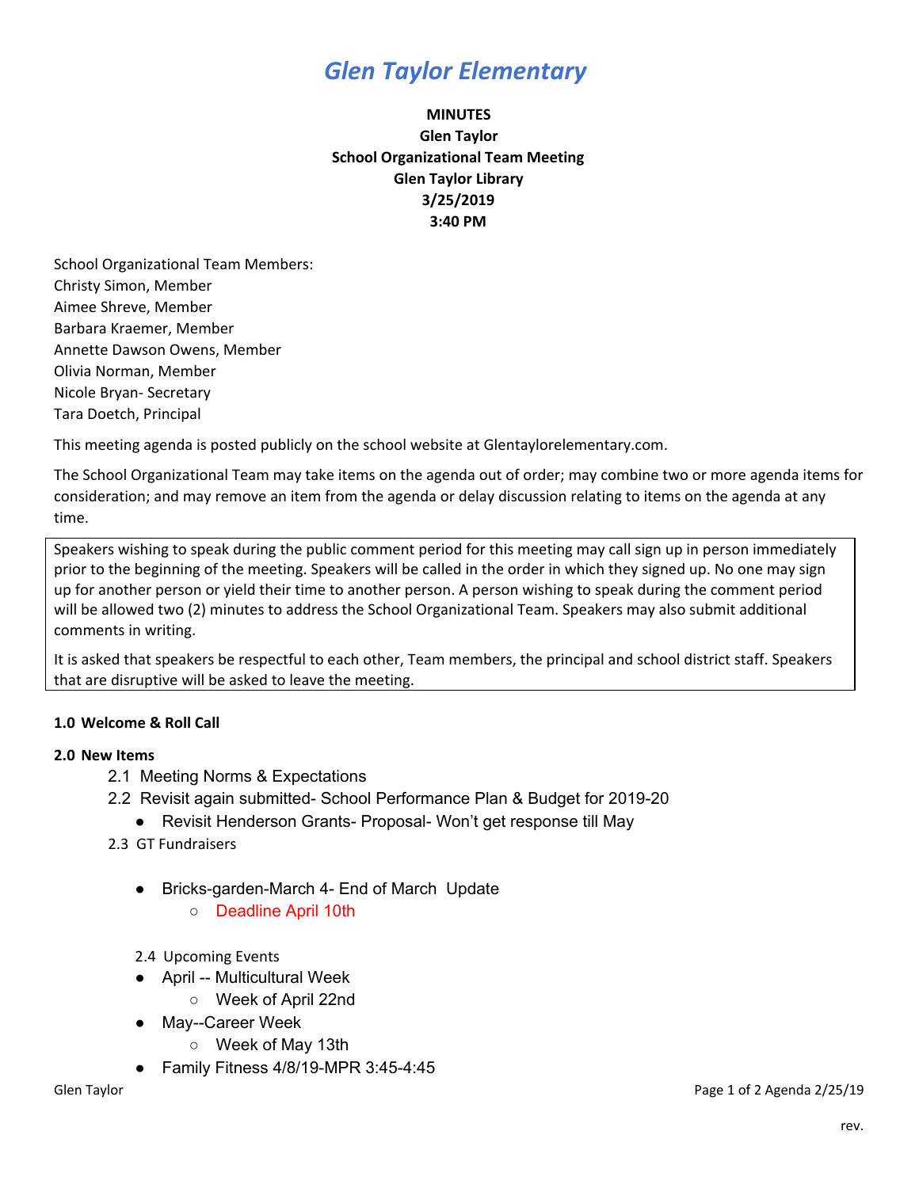# *Glen Taylor Elementary*

**MINUTES**
**Glen Taylor**
**School Organizational Team Meeting**
**Glen Taylor Library**
**3/25/2019**
**3:40 PM**

School Organizational Team Members:
Christy Simon, Member
Aimee Shreve, Member
Barbara Kraemer, Member
Annette Dawson Owens, Member
Olivia Norman, Member
Nicole Bryan- Secretary
Tara Doetch, Principal

This meeting agenda is posted publicly on the school website at Glentaylorelementary.com.

The School Organizational Team may take items on the agenda out of order; may combine two or more agenda items for consideration; and may remove an item from the agenda or delay discussion relating to items on the agenda at any time.

Speakers wishing to speak during the public comment period for this meeting may call sign up in person immediately prior to the beginning of the meeting. Speakers will be called in the order in which they signed up. No one may sign up for another person or yield their time to another person. A person wishing to speak during the comment period will be allowed two (2) minutes to address the School Organizational Team. Speakers may also submit additional comments in writing.

It is asked that speakers be respectful to each other, Team members, the principal and school district staff. Speakers that are disruptive will be asked to leave the meeting.

**1.0 Welcome & Roll Call**

**2.0 New Items**

2.1 Meeting Norms & Expectations

2.2 Revisit again submitted- School Performance Plan & Budget for 2019-20

- Revisit Henderson Grants- Proposal- Won't get response till May

2.3 GT Fundraisers

- Bricks-garden-March 4- End of March Update
  - Deadline April 10th

2.4 Upcoming Events

- April -- Multicultural Week
  - Week of April 22nd
- May--Career Week
  - Week of May 13th
- Family Fitness 4/8/19-MPR 3:45-4:45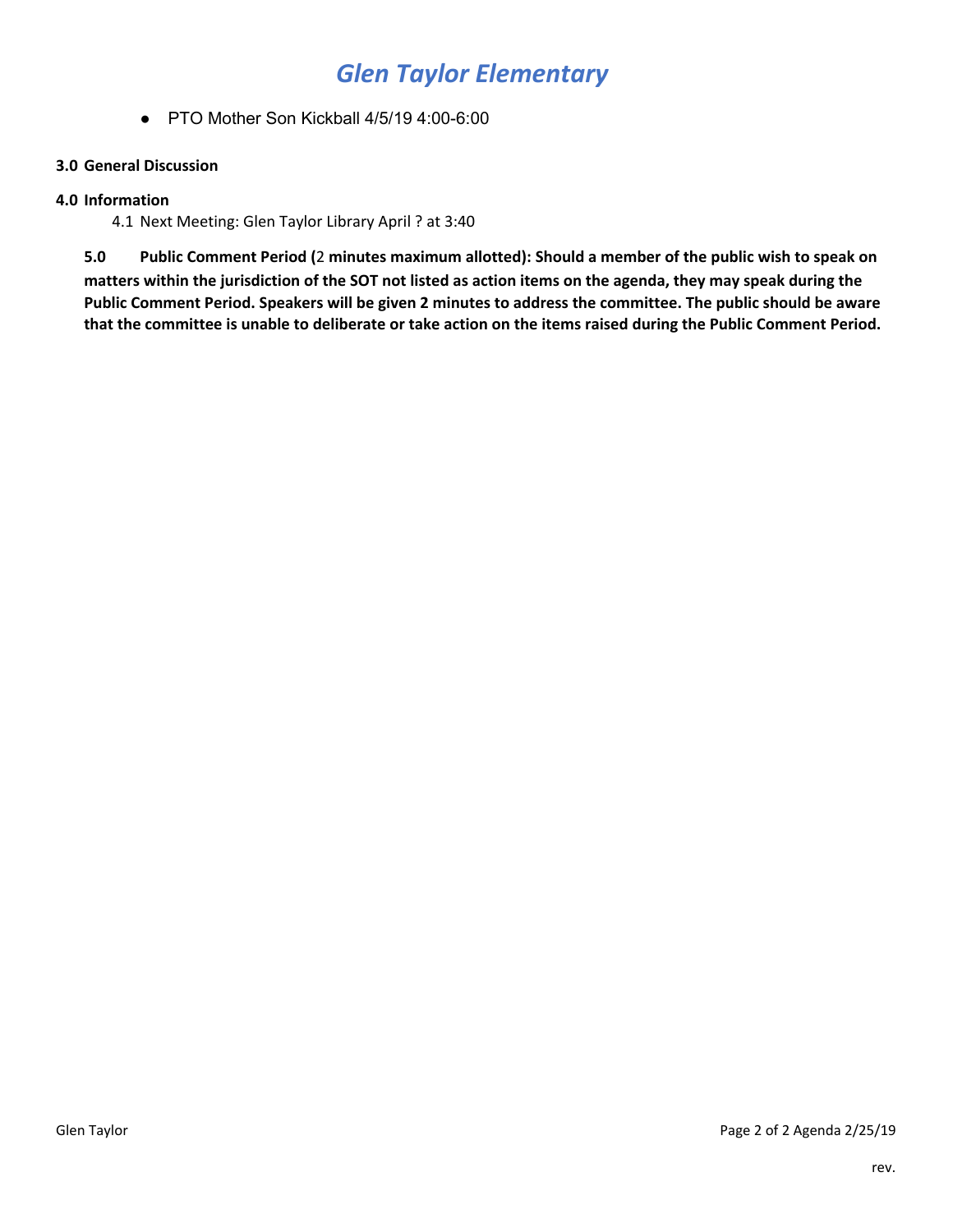- PTO Mother Son Kickball 4/5/19 4:00-6:00

**3.0 General Discussion**

**4.0 Information**

4.1 Next Meeting: Glen Taylor Library April ? at 3:40

**5.0 Public Comment Period (**2 **minutes maximum allotted): Should a member of the public wish to speak on matters within the jurisdiction of the SOT not listed as action items on the agenda, they may speak during the Public Comment Period. Speakers will be given 2 minutes to address the committee. The public should be aware that the committee is unable to deliberate or take action on the items raised during the Public Comment Period.**